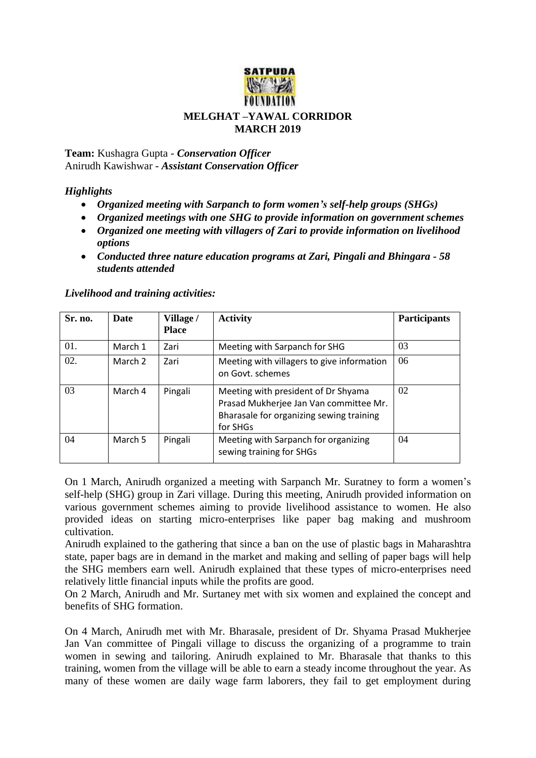# MELGHAT –YAWAL CORRIDOR
## MARCH 2019

**Team:** Kushagra Gupta - ***Conservation Officer***
Anirudh Kawishwar - ***Assistant Conservation Officer***

***Highlights***

- ***Organized meeting with Sarpanch to form women's self-help groups (SHGs)***
- ***Organized meetings with one SHG to provide information on government schemes***
- ***Organized one meeting with villagers of Zari to provide information on livelihood options***
- ***Conducted three nature education programs at Zari, Pingali and Bhingara - 58 students attended***

***Livelihood and training activities:***

| Sr. no. | Date | Village / Place | Activity | Participants |
|---|---|---|---|---|
| 01. | March 1 | Zari | Meeting with Sarpanch for SHG | 03 |
| 02. | March 2 | Zari | Meeting with villagers to give information on Govt. schemes | 06 |
| 03 | March 4 | Pingali | Meeting with president of Dr Shyama Prasad Mukherjee Jan Van committee Mr. Bharasale for organizing sewing training for SHGs | 02 |
| 04 | March 5 | Pingali | Meeting with Sarpanch for organizing sewing training for SHGs | 04 |

On 1 March, Anirudh organized a meeting with Sarpanch Mr. Suratney to form a women's self-help (SHG) group in Zari village. During this meeting, Anirudh provided information on various government schemes aiming to provide livelihood assistance to women. He also provided ideas on starting micro-enterprises like paper bag making and mushroom cultivation.

Anirudh explained to the gathering that since a ban on the use of plastic bags in Maharashtra state, paper bags are in demand in the market and making and selling of paper bags will help the SHG members earn well. Anirudh explained that these types of micro-enterprises need relatively little financial inputs while the profits are good.

On 2 March, Anirudh and Mr. Surtaney met with six women and explained the concept and benefits of SHG formation.

On 4 March, Anirudh met with Mr. Bharasale, president of Dr. Shyama Prasad Mukherjee Jan Van committee of Pingali village to discuss the organizing of a programme to train women in sewing and tailoring. Anirudh explained to Mr. Bharasale that thanks to this training, women from the village will be able to earn a steady income throughout the year. As many of these women are daily wage farm laborers, they fail to get employment during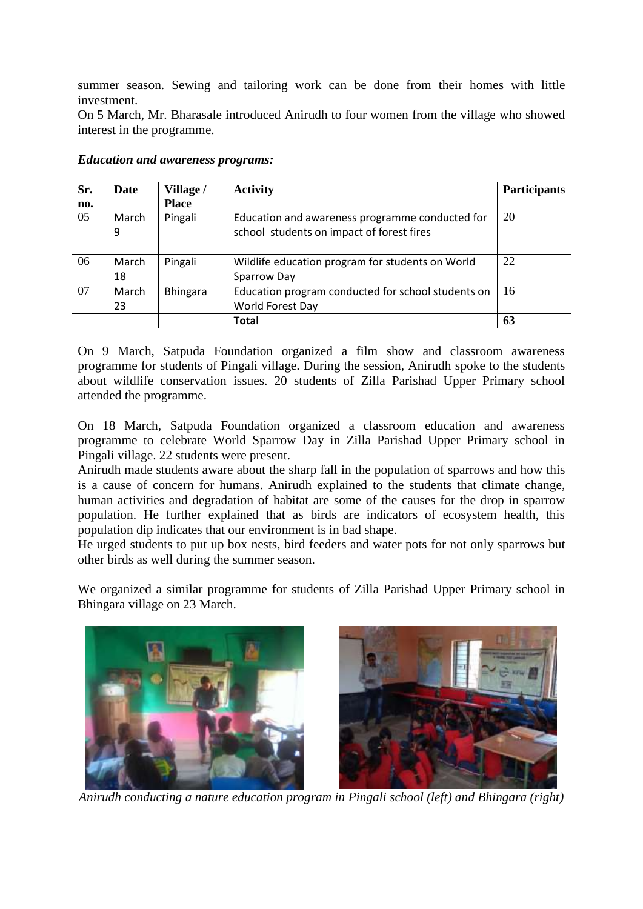summer season. Sewing and tailoring work can be done from their homes with little investment.
On 5 March, Mr. Bharasale introduced Anirudh to four women from the village who showed interest in the programme.

***Education and awareness programs:***

| Sr. no. | Date | Village / Place | Activity | Participants |
|---|---|---|---|---|
| 05 | March 9 | Pingali | Education and awareness programme conducted for school students on impact of forest fires | 20 |
| 06 | March 18 | Pingali | Wildlife education program for students on World Sparrow Day | 22 |
| 07 | March 23 | Bhingara | Education program conducted for school students on World Forest Day | 16 |
| | | | **Total** | **63** |

On 9 March, Satpuda Foundation organized a film show and classroom awareness programme for students of Pingali village. During the session, Anirudh spoke to the students about wildlife conservation issues. 20 students of Zilla Parishad Upper Primary school attended the programme.

On 18 March, Satpuda Foundation organized a classroom education and awareness programme to celebrate World Sparrow Day in Zilla Parishad Upper Primary school in Pingali village. 22 students were present.
Anirudh made students aware about the sharp fall in the population of sparrows and how this is a cause of concern for humans. Anirudh explained to the students that climate change, human activities and degradation of habitat are some of the causes for the drop in sparrow population. He further explained that as birds are indicators of ecosystem health, this population dip indicates that our environment is in bad shape.
He urged students to put up box nests, bird feeders and water pots for not only sparrows but other birds as well during the summer season.

We organized a similar programme for students of Zilla Parishad Upper Primary school in Bhingara village on 23 March.

*Anirudh conducting a nature education program in Pingali school (left) and Bhingara (right)*